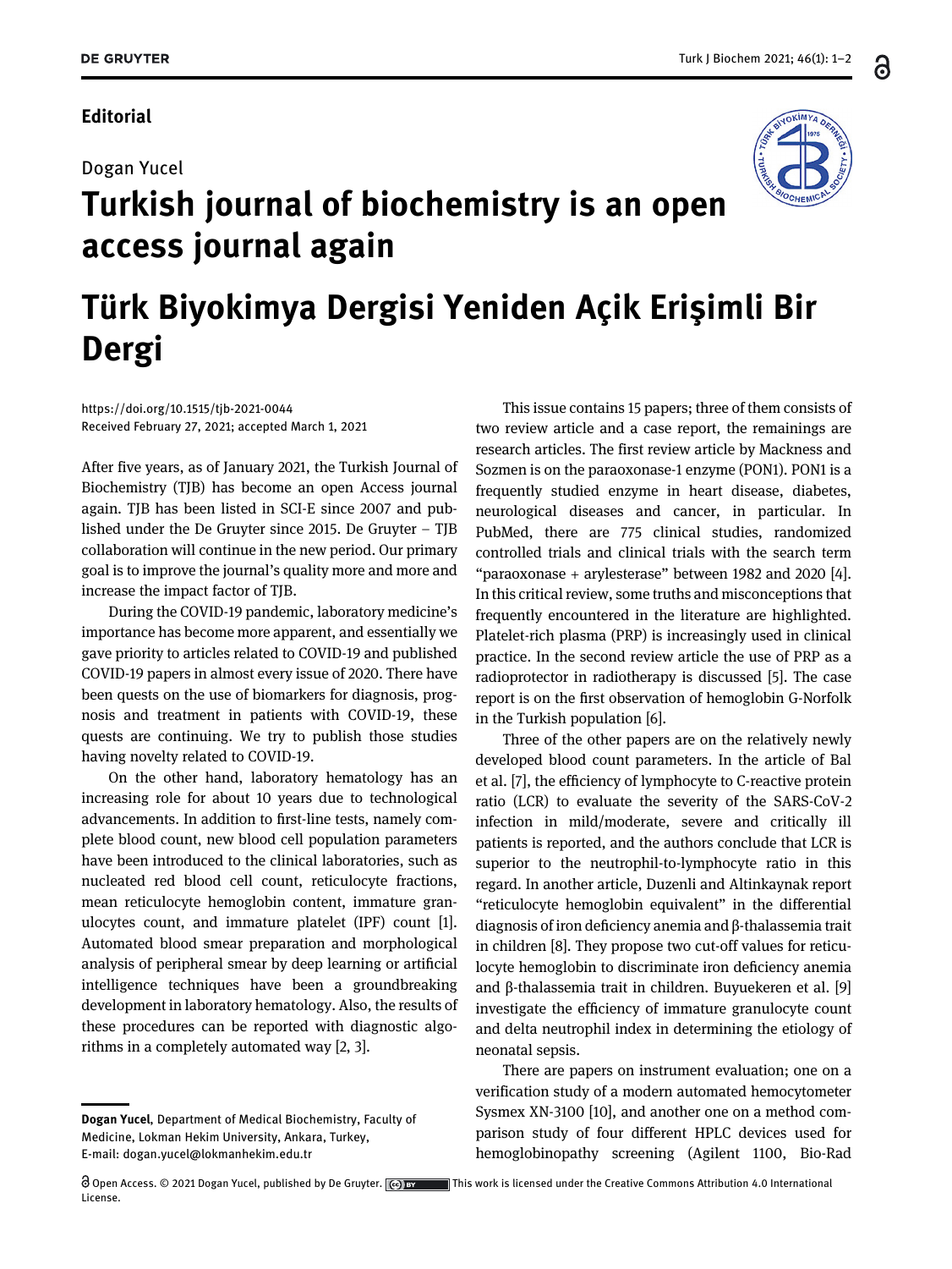**Editorial**

Dogan Yucel

# Turkish journal of biochemistry is an open access journal again

# Türk Biyokimya Dergisi Yeniden Açik Erişimli Bir Dergi

https://doi.org/10.1515/tjb-2021-0044
Received February 27, 2021; accepted March 1, 2021

After five years, as of January 2021, the Turkish Journal of Biochemistry (TJB) has become an open Access journal again. TJB has been listed in SCI-E since 2007 and published under the De Gruyter since 2015. De Gruyter – TJB collaboration will continue in the new period. Our primary goal is to improve the journal's quality more and more and increase the impact factor of TJB.

During the COVID-19 pandemic, laboratory medicine's importance has become more apparent, and essentially we gave priority to articles related to COVID-19 and published COVID-19 papers in almost every issue of 2020. There have been quests on the use of biomarkers for diagnosis, prognosis and treatment in patients with COVID-19, these quests are continuing. We try to publish those studies having novelty related to COVID-19.

On the other hand, laboratory hematology has an increasing role for about 10 years due to technological advancements. In addition to first-line tests, namely complete blood count, new blood cell population parameters have been introduced to the clinical laboratories, such as nucleated red blood cell count, reticulocyte fractions, mean reticulocyte hemoglobin content, immature granulocytes count, and immature platelet (IPF) count [1]. Automated blood smear preparation and morphological analysis of peripheral smear by deep learning or artificial intelligence techniques have been a groundbreaking development in laboratory hematology. Also, the results of these procedures can be reported with diagnostic algorithms in a completely automated way [2, 3].

This issue contains 15 papers; three of them consists of two review article and a case report, the remainings are research articles. The first review article by Mackness and Sozmen is on the paraoxonase-1 enzyme (PON1). PON1 is a frequently studied enzyme in heart disease, diabetes, neurological diseases and cancer, in particular. In PubMed, there are 775 clinical studies, randomized controlled trials and clinical trials with the search term "paraoxonase + arylesterase" between 1982 and 2020 [4]. In this critical review, some truths and misconceptions that frequently encountered in the literature are highlighted. Platelet-rich plasma (PRP) is increasingly used in clinical practice. In the second review article the use of PRP as a radioprotector in radiotherapy is discussed [5]. The case report is on the first observation of hemoglobin G-Norfolk in the Turkish population [6].

Three of the other papers are on the relatively newly developed blood count parameters. In the article of Bal et al. [7], the efficiency of lymphocyte to C-reactive protein ratio (LCR) to evaluate the severity of the SARS-CoV-2 infection in mild/moderate, severe and critically ill patients is reported, and the authors conclude that LCR is superior to the neutrophil-to-lymphocyte ratio in this regard. In another article, Duzenli and Altinkaynak report "reticulocyte hemoglobin equivalent" in the differential diagnosis of iron deficiency anemia and β-thalassemia trait in children [8]. They propose two cut-off values for reticulocyte hemoglobin to discriminate iron deficiency anemia and β-thalassemia trait in children. Buyuekeren et al. [9] investigate the efficiency of immature granulocyte count and delta neutrophil index in determining the etiology of neonatal sepsis.

There are papers on instrument evaluation; one on a verification study of a modern automated hemocytometer Sysmex XN-3100 [10], and another one on a method comparison study of four different HPLC devices used for hemoglobinopathy screening (Agilent 1100, Bio-Rad

---

**Dogan Yucel**, Department of Medical Biochemistry, Faculty of Medicine, Lokman Hekim University, Ankara, Turkey, E-mail: dogan.yucel@lokmanhekim.edu.tr

Open Access. © 2021 Dogan Yucel, published by De Gruyter. This work is licensed under the Creative Commons Attribution 4.0 International License.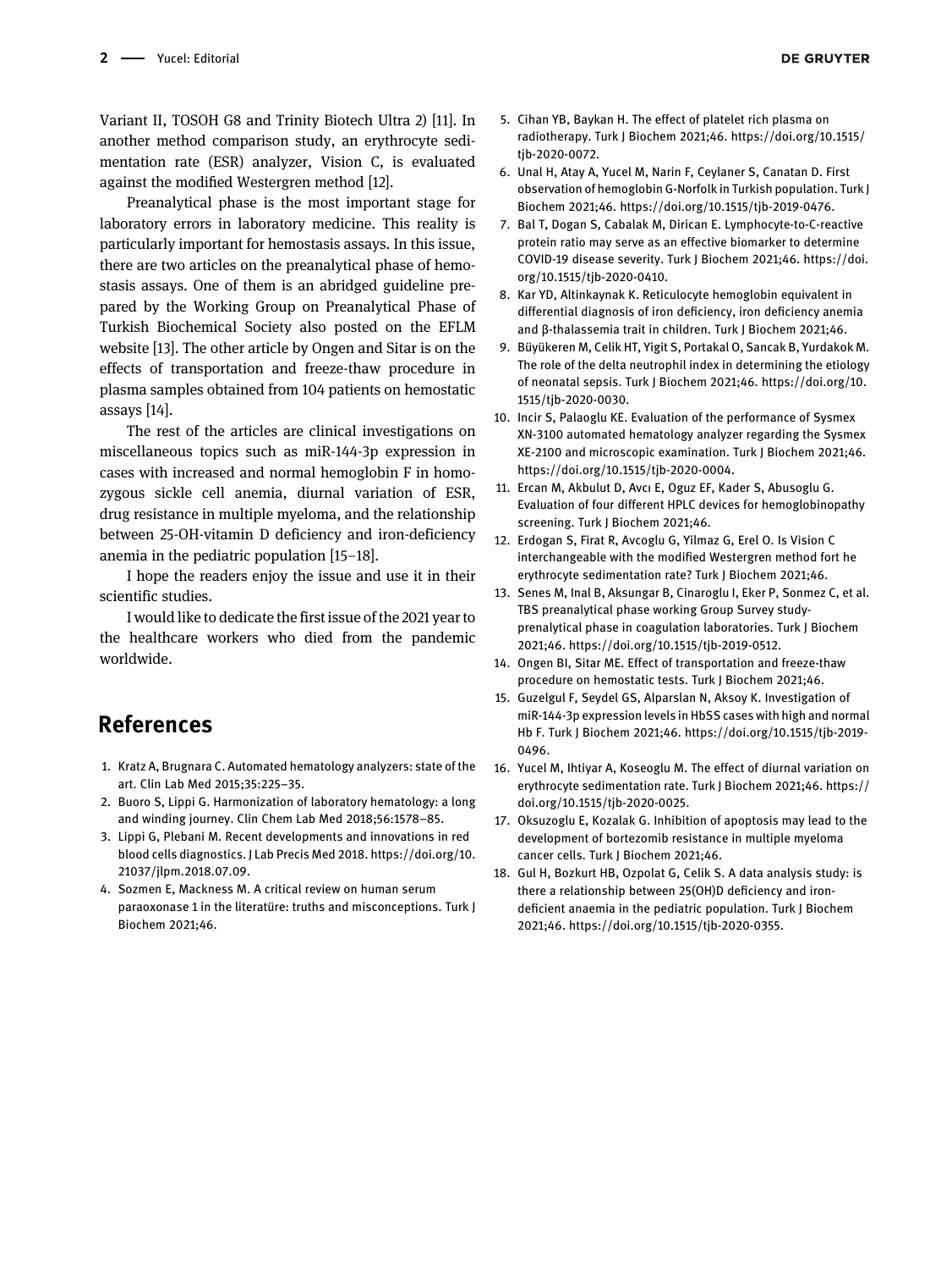Variant II, TOSOH G8 and Trinity Biotech Ultra 2) [11]. In another method comparison study, an erythrocyte sedimentation rate (ESR) analyzer, Vision C, is evaluated against the modified Westergren method [12].

Preanalytical phase is the most important stage for laboratory errors in laboratory medicine. This reality is particularly important for hemostasis assays. In this issue, there are two articles on the preanalytical phase of hemostasis assays. One of them is an abridged guideline prepared by the Working Group on Preanalytical Phase of Turkish Biochemical Society also posted on the EFLM website [13]. The other article by Ongen and Sitar is on the effects of transportation and freeze-thaw procedure in plasma samples obtained from 104 patients on hemostatic assays [14].

The rest of the articles are clinical investigations on miscellaneous topics such as miR-144-3p expression in cases with increased and normal hemoglobin F in homozygous sickle cell anemia, diurnal variation of ESR, drug resistance in multiple myeloma, and the relationship between 25-OH-vitamin D deficiency and iron-deficiency anemia in the pediatric population [15–18].

I hope the readers enjoy the issue and use it in their scientific studies.

I would like to dedicate the first issue of the 2021 year to the healthcare workers who died from the pandemic worldwide.

## References

1. Kratz A, Brugnara C. Automated hematology analyzers: state of the art. Clin Lab Med 2015;35:225–35.
2. Buoro S, Lippi G. Harmonization of laboratory hematology: a long and winding journey. Clin Chem Lab Med 2018;56:1578–85.
3. Lippi G, Plebani M. Recent developments and innovations in red blood cells diagnostics. J Lab Precis Med 2018. https://doi.org/10.21037/jlpm.2018.07.09.
4. Sozmen E, Mackness M. A critical review on human serum paraoxonase 1 in the literatüre: truths and misconceptions. Turk J Biochem 2021;46.
5. Cihan YB, Baykan H. The effect of platelet rich plasma on radiotherapy. Turk J Biochem 2021;46. https://doi.org/10.1515/tjb-2020-0072.
6. Unal H, Atay A, Yucel M, Narin F, Ceylaner S, Canatan D. First observation of hemoglobin G-Norfolk in Turkish population. Turk J Biochem 2021;46. https://doi.org/10.1515/tjb-2019-0476.
7. Bal T, Dogan S, Cabalak M, Dirican E. Lymphocyte-to-C-reactive protein ratio may serve as an effective biomarker to determine COVID-19 disease severity. Turk J Biochem 2021;46. https://doi.org/10.1515/tjb-2020-0410.
8. Kar YD, Altinkaynak K. Reticulocyte hemoglobin equivalent in differential diagnosis of iron deficiency, iron deficiency anemia and β-thalassemia trait in children. Turk J Biochem 2021;46.
9. Büyükeren M, Celik HT, Yigit S, Portakal O, Sancak B, Yurdakok M. The role of the delta neutrophil index in determining the etiology of neonatal sepsis. Turk J Biochem 2021;46. https://doi.org/10.1515/tjb-2020-0030.
10. Incir S, Palaoglu KE. Evaluation of the performance of Sysmex XN-3100 automated hematology analyzer regarding the Sysmex XE-2100 and microscopic examination. Turk J Biochem 2021;46. https://doi.org/10.1515/tjb-2020-0004.
11. Ercan M, Akbulut D, Avcı E, Oguz EF, Kader S, Abusoglu G. Evaluation of four different HPLC devices for hemoglobinopathy screening. Turk J Biochem 2021;46.
12. Erdogan S, Firat R, Avcoglu G, Yilmaz G, Erel O. Is Vision C interchangeable with the modified Westergren method fort he erythrocyte sedimentation rate? Turk J Biochem 2021;46.
13. Senes M, Inal B, Aksungar B, Cinaroglu I, Eker P, Sonmez C, et al. TBS preanalytical phase working Group Survey study-prenalytical phase in coagulation laboratories. Turk J Biochem 2021;46. https://doi.org/10.1515/tjb-2019-0512.
14. Ongen BI, Sitar ME. Effect of transportation and freeze-thaw procedure on hemostatic tests. Turk J Biochem 2021;46.
15. Guzelgul F, Seydel GS, Alparslan N, Aksoy K. Investigation of miR-144-3p expression levels in HbSS cases with high and normal Hb F. Turk J Biochem 2021;46. https://doi.org/10.1515/tjb-2019-0496.
16. Yucel M, Ihtiyar A, Koseoglu M. The effect of diurnal variation on erythrocyte sedimentation rate. Turk J Biochem 2021;46. https://doi.org/10.1515/tjb-2020-0025.
17. Oksuzoglu E, Kozalak G. Inhibition of apoptosis may lead to the development of bortezomib resistance in multiple myeloma cancer cells. Turk J Biochem 2021;46.
18. Gul H, Bozkurt HB, Ozpolat G, Celik S. A data analysis study: is there a relationship between 25(OH)D deficiency and iron-deficient anaemia in the pediatric population. Turk J Biochem 2021;46. https://doi.org/10.1515/tjb-2020-0355.